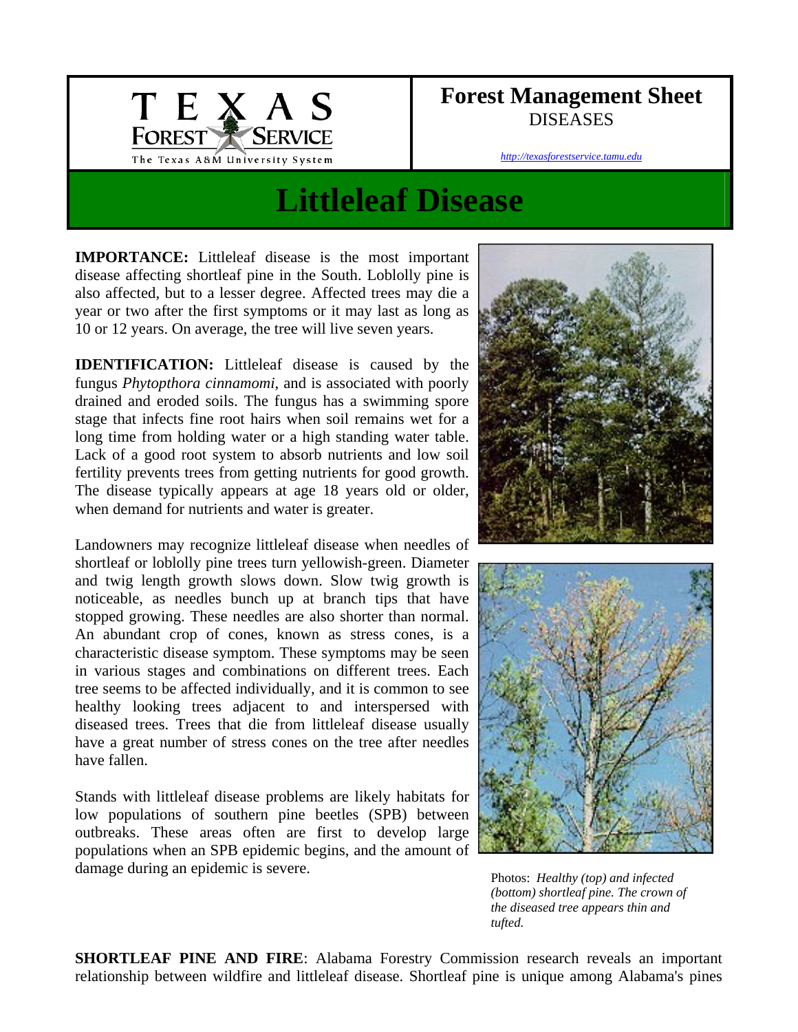**Forest Management Sheet**
DISEASES

http://texasforestservice.tamu.edu

# Littleleaf Disease

**IMPORTANCE:** Littleleaf disease is the most important disease affecting shortleaf pine in the South. Loblolly pine is also affected, but to a lesser degree. Affected trees may die a year or two after the first symptoms or it may last as long as 10 or 12 years. On average, the tree will live seven years.

**IDENTIFICATION:** Littleleaf disease is caused by the fungus *Phytopthora cinnamomi*, and is associated with poorly drained and eroded soils. The fungus has a swimming spore stage that infects fine root hairs when soil remains wet for a long time from holding water or a high standing water table. Lack of a good root system to absorb nutrients and low soil fertility prevents trees from getting nutrients for good growth. The disease typically appears at age 18 years old or older, when demand for nutrients and water is greater.

Landowners may recognize littleleaf disease when needles of shortleaf or loblolly pine trees turn yellowish-green. Diameter and twig length growth slows down. Slow twig growth is noticeable, as needles bunch up at branch tips that have stopped growing. These needles are also shorter than normal. An abundant crop of cones, known as stress cones, is a characteristic disease symptom. These symptoms may be seen in various stages and combinations on different trees. Each tree seems to be affected individually, and it is common to see healthy looking trees adjacent to and interspersed with diseased trees. Trees that die from littleleaf disease usually have a great number of stress cones on the tree after needles have fallen.

Stands with littleleaf disease problems are likely habitats for low populations of southern pine beetles (SPB) between outbreaks. These areas often are first to develop large populations when an SPB epidemic begins, and the amount of damage during an epidemic is severe.

Photos: *Healthy (top) and infected (bottom) shortleaf pine. The crown of the diseased tree appears thin and tufted.*

**SHORTLEAF PINE AND FIRE**: Alabama Forestry Commission research reveals an important relationship between wildfire and littleleaf disease. Shortleaf pine is unique among Alabama's pines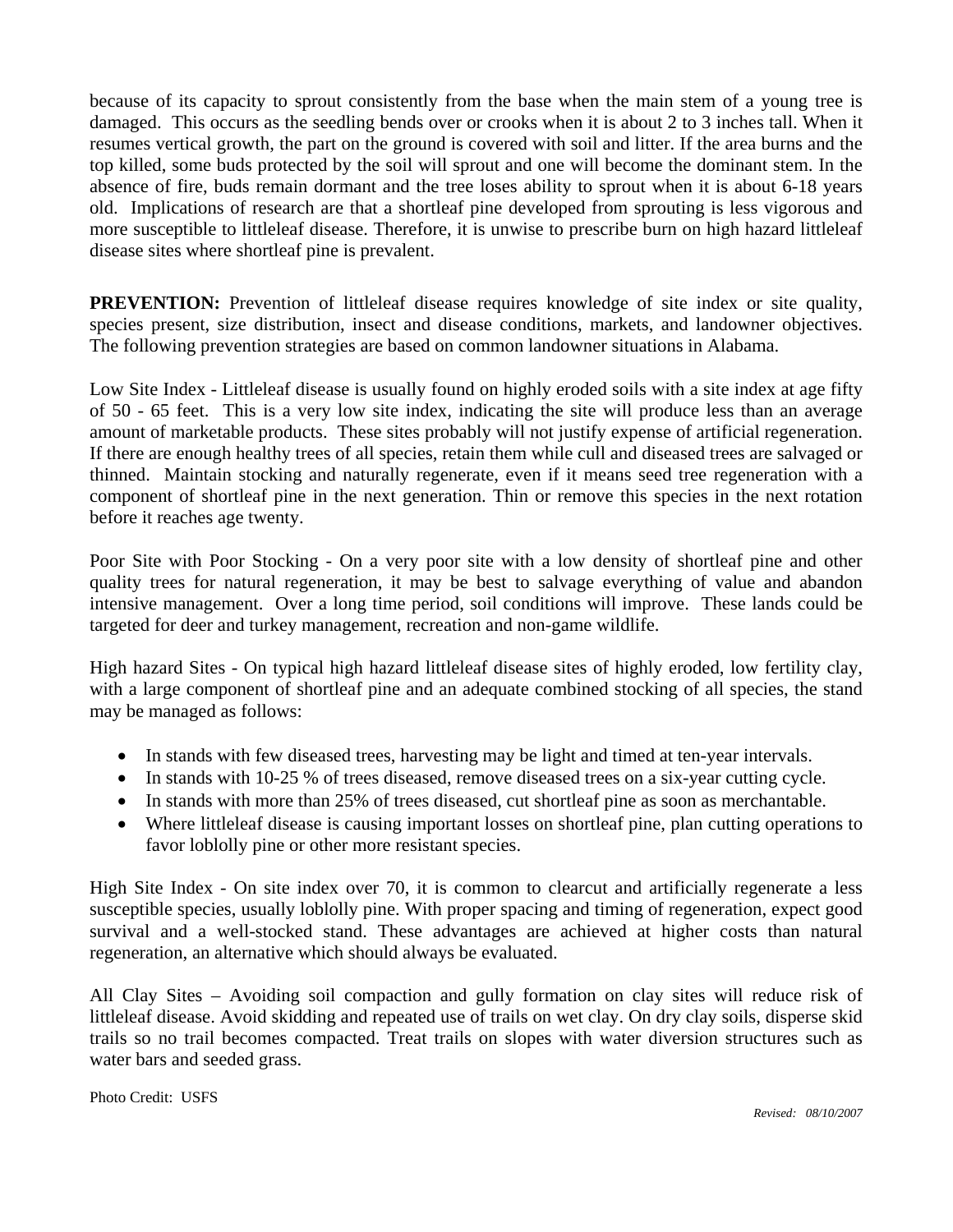because of its capacity to sprout consistently from the base when the main stem of a young tree is damaged. This occurs as the seedling bends over or crooks when it is about 2 to 3 inches tall. When it resumes vertical growth, the part on the ground is covered with soil and litter. If the area burns and the top killed, some buds protected by the soil will sprout and one will become the dominant stem. In the absence of fire, buds remain dormant and the tree loses ability to sprout when it is about 6-18 years old. Implications of research are that a shortleaf pine developed from sprouting is less vigorous and more susceptible to littleleaf disease. Therefore, it is unwise to prescribe burn on high hazard littleleaf disease sites where shortleaf pine is prevalent.

**PREVENTION:** Prevention of littleleaf disease requires knowledge of site index or site quality, species present, size distribution, insect and disease conditions, markets, and landowner objectives. The following prevention strategies are based on common landowner situations in Alabama.

Low Site Index - Littleleaf disease is usually found on highly eroded soils with a site index at age fifty of 50 - 65 feet. This is a very low site index, indicating the site will produce less than an average amount of marketable products. These sites probably will not justify expense of artificial regeneration. If there are enough healthy trees of all species, retain them while cull and diseased trees are salvaged or thinned. Maintain stocking and naturally regenerate, even if it means seed tree regeneration with a component of shortleaf pine in the next generation. Thin or remove this species in the next rotation before it reaches age twenty.

Poor Site with Poor Stocking - On a very poor site with a low density of shortleaf pine and other quality trees for natural regeneration, it may be best to salvage everything of value and abandon intensive management. Over a long time period, soil conditions will improve. These lands could be targeted for deer and turkey management, recreation and non-game wildlife.

High hazard Sites - On typical high hazard littleleaf disease sites of highly eroded, low fertility clay, with a large component of shortleaf pine and an adequate combined stocking of all species, the stand may be managed as follows:

- In stands with few diseased trees, harvesting may be light and timed at ten-year intervals.
- In stands with 10-25 % of trees diseased, remove diseased trees on a six-year cutting cycle.
- In stands with more than 25% of trees diseased, cut shortleaf pine as soon as merchantable.
- Where littleleaf disease is causing important losses on shortleaf pine, plan cutting operations to favor loblolly pine or other more resistant species.

High Site Index - On site index over 70, it is common to clearcut and artificially regenerate a less susceptible species, usually loblolly pine. With proper spacing and timing of regeneration, expect good survival and a well-stocked stand. These advantages are achieved at higher costs than natural regeneration, an alternative which should always be evaluated.

All Clay Sites – Avoiding soil compaction and gully formation on clay sites will reduce risk of littleleaf disease. Avoid skidding and repeated use of trails on wet clay. On dry clay soils, disperse skid trails so no trail becomes compacted. Treat trails on slopes with water diversion structures such as water bars and seeded grass.

Photo Credit: USFS

*Revised: 08/10/2007*